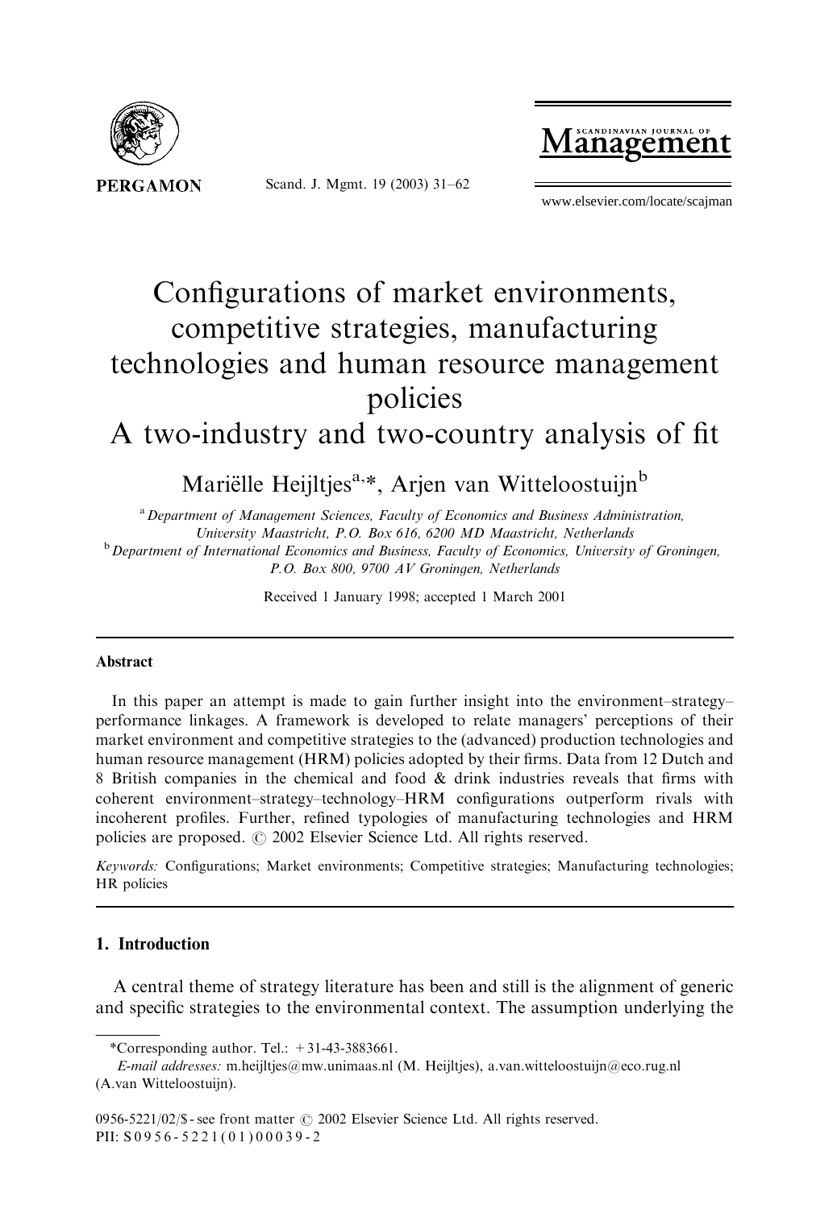# Configurations of market environments, competitive strategies, manufacturing technologies and human resource management policies

## A two-industry and two-country analysis of fit

Mariëlle Heijltjes[a,*], Arjen van Witteloostuijn[b]

[a] *Department of Management Sciences, Faculty of Economics and Business Administration, University Maastricht, P.O. Box 616, 6200 MD Maastricht, Netherlands*

[b] *Department of International Economics and Business, Faculty of Economics, University of Groningen, P.O. Box 800, 9700 AV Groningen, Netherlands*

Received 1 January 1998; accepted 1 March 2001

### Abstract

In this paper an attempt is made to gain further insight into the environment–strategy–performance linkages. A framework is developed to relate managers' perceptions of their market environment and competitive strategies to the (advanced) production technologies and human resource management (HRM) policies adopted by their firms. Data from 12 Dutch and 8 British companies in the chemical and food & drink industries reveals that firms with coherent environment–strategy–technology–HRM configurations outperform rivals with incoherent profiles. Further, refined typologies of manufacturing technologies and HRM policies are proposed. © 2002 Elsevier Science Ltd. All rights reserved.

*Keywords:* Configurations; Market environments; Competitive strategies; Manufacturing technologies; HR policies

## 1. Introduction

A central theme of strategy literature has been and still is the alignment of generic and specific strategies to the environmental context. The assumption underlying the

*Corresponding author. Tel.: +31-43-3883661.

*E-mail addresses:* m.heijltjes@mw.unimaas.nl (M. Heijltjes), a.van.witteloostuijn@eco.rug.nl (A.van Witteloostuijn).

0956-5221/02/$ - see front matter © 2002 Elsevier Science Ltd. All rights reserved.
PII: S0956-5221(01)00039-2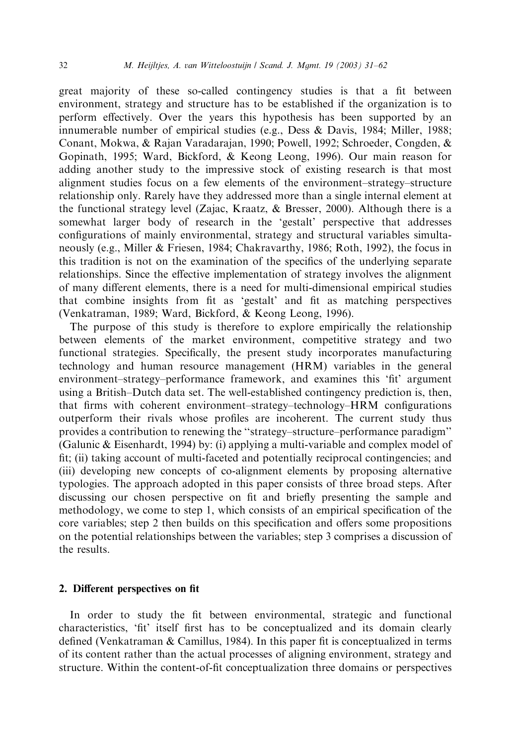great majority of these so-called contingency studies is that a fit between environment, strategy and structure has to be established if the organization is to perform effectively. Over the years this hypothesis has been supported by an innumerable number of empirical studies (e.g., Dess & Davis, 1984; Miller, 1988; Conant, Mokwa, & Rajan Varadarajan, 1990; Powell, 1992; Schroeder, Congden, & Gopinath, 1995; Ward, Bickford, & Keong Leong, 1996). Our main reason for adding another study to the impressive stock of existing research is that most alignment studies focus on a few elements of the environment–strategy–structure relationship only. Rarely have they addressed more than a single internal element at the functional strategy level (Zajac, Kraatz, & Bresser, 2000). Although there is a somewhat larger body of research in the 'gestalt' perspective that addresses configurations of mainly environmental, strategy and structural variables simultaneously (e.g., Miller & Friesen, 1984; Chakravarthy, 1986; Roth, 1992), the focus in this tradition is not on the examination of the specifics of the underlying separate relationships. Since the effective implementation of strategy involves the alignment of many different elements, there is a need for multi-dimensional empirical studies that combine insights from fit as 'gestalt' and fit as matching perspectives (Venkatraman, 1989; Ward, Bickford, & Keong Leong, 1996).

The purpose of this study is therefore to explore empirically the relationship between elements of the market environment, competitive strategy and two functional strategies. Specifically, the present study incorporates manufacturing technology and human resource management (HRM) variables in the general environment–strategy–performance framework, and examines this 'fit' argument using a British–Dutch data set. The well-established contingency prediction is, then, that firms with coherent environment–strategy–technology–HRM configurations outperform their rivals whose profiles are incoherent. The current study thus provides a contribution to renewing the "strategy–structure–performance paradigm" (Galunic & Eisenhardt, 1994) by: (i) applying a multi-variable and complex model of fit; (ii) taking account of multi-faceted and potentially reciprocal contingencies; and (iii) developing new concepts of co-alignment elements by proposing alternative typologies. The approach adopted in this paper consists of three broad steps. After discussing our chosen perspective on fit and briefly presenting the sample and methodology, we come to step 1, which consists of an empirical specification of the core variables; step 2 then builds on this specification and offers some propositions on the potential relationships between the variables; step 3 comprises a discussion of the results.

## 2. Different perspectives on fit

In order to study the fit between environmental, strategic and functional characteristics, 'fit' itself first has to be conceptualized and its domain clearly defined (Venkatraman & Camillus, 1984). In this paper fit is conceptualized in terms of its content rather than the actual processes of aligning environment, strategy and structure. Within the content-of-fit conceptualization three domains or perspectives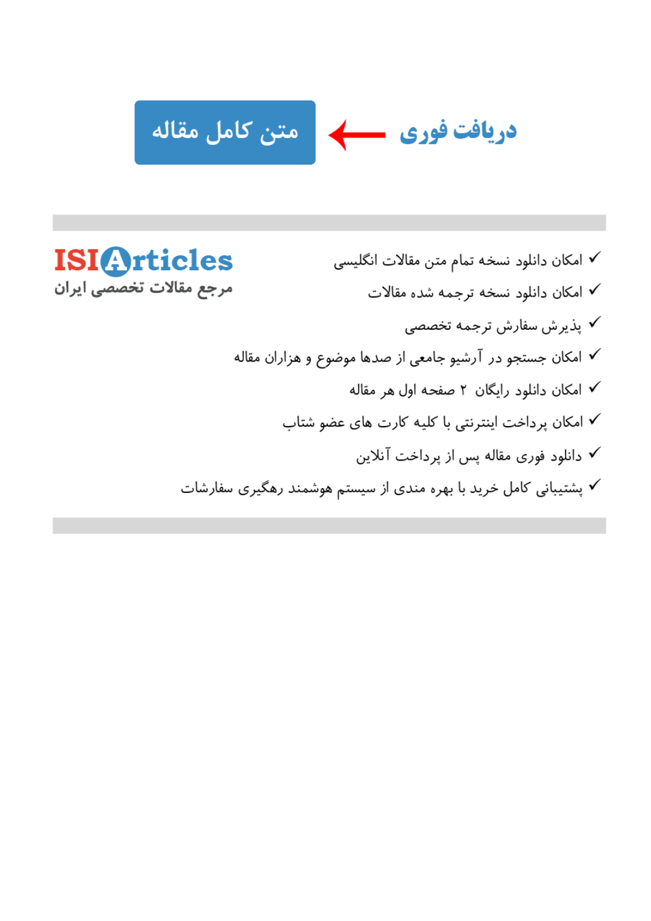دریافت فوری ← متن کامل مقاله

**ISIArticles**
مرجع مقالات تخصصی ایران

- ✓ امکان دانلود نسخه تمام متن مقالات انگلیسی
- ✓ امکان دانلود نسخه ترجمه شده مقالات
- ✓ پذیرش سفارش ترجمه تخصصی
- ✓ امکان جستجو در آرشیو جامعی از صدها موضوع و هزاران مقاله
- ✓ امکان دانلود رایگان ۲ صفحه اول هر مقاله
- ✓ امکان پرداخت اینترنتی با کلیه کارت های عضو شتاب
- ✓ دانلود فوری مقاله پس از پرداخت آنلاین
- ✓ پشتیبانی کامل خرید با بهره مندی از سیستم هوشمند رهگیری سفارشات